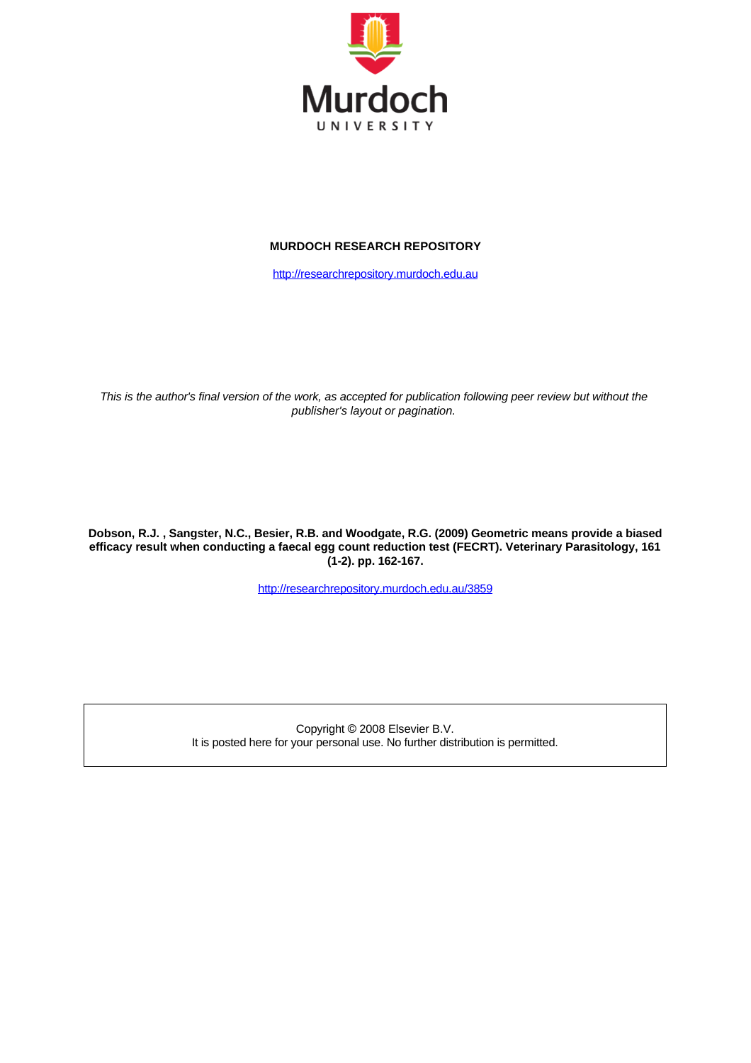Murdoch UNIVERSITY

**MURDOCH RESEARCH REPOSITORY**

http://researchrepository.murdoch.edu.au

*This is the author's final version of the work, as accepted for publication following peer review but without the publisher's layout or pagination.*

**Dobson, R.J. , Sangster, N.C., Besier, R.B. and Woodgate, R.G. (2009) Geometric means provide a biased efficacy result when conducting a faecal egg count reduction test (FECRT). Veterinary Parasitology, 161 (1-2). pp. 162-167.**

http://researchrepository.murdoch.edu.au/3859

Copyright © 2008 Elsevier B.V.
It is posted here for your personal use. No further distribution is permitted.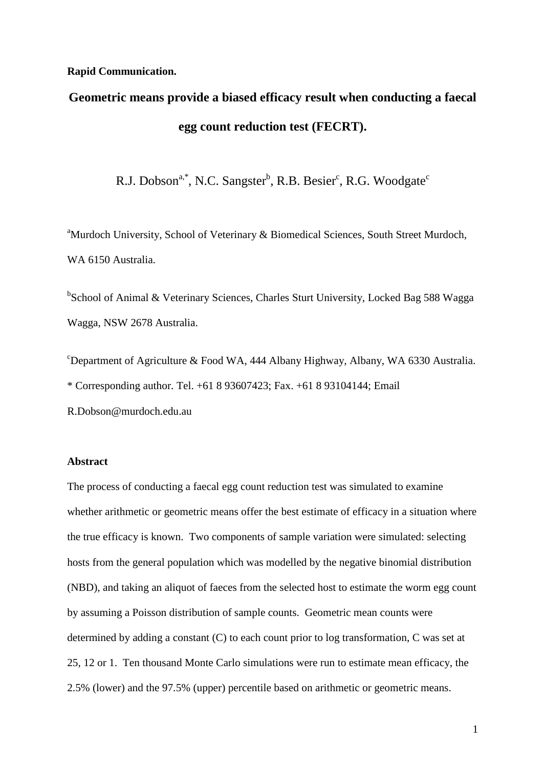**Rapid Communication.**

# Geometric means provide a biased efficacy result when conducting a faecal egg count reduction test (FECRT).

R.J. Dobson[a,*], N.C. Sangster[b], R.B. Besier[c], R.G. Woodgate[c]

[a]Murdoch University, School of Veterinary & Biomedical Sciences, South Street Murdoch, WA 6150 Australia.

[b]School of Animal & Veterinary Sciences, Charles Sturt University, Locked Bag 588 Wagga Wagga, NSW 2678 Australia.

[c]Department of Agriculture & Food WA, 444 Albany Highway, Albany, WA 6330 Australia.

* Corresponding author. Tel. +61 8 93607423; Fax. +61 8 93104144; Email R.Dobson@murdoch.edu.au

## Abstract

The process of conducting a faecal egg count reduction test was simulated to examine whether arithmetic or geometric means offer the best estimate of efficacy in a situation where the true efficacy is known. Two components of sample variation were simulated: selecting hosts from the general population which was modelled by the negative binomial distribution (NBD), and taking an aliquot of faeces from the selected host to estimate the worm egg count by assuming a Poisson distribution of sample counts. Geometric mean counts were determined by adding a constant (C) to each count prior to log transformation, C was set at 25, 12 or 1. Ten thousand Monte Carlo simulations were run to estimate mean efficacy, the 2.5% (lower) and the 97.5% (upper) percentile based on arithmetic or geometric means.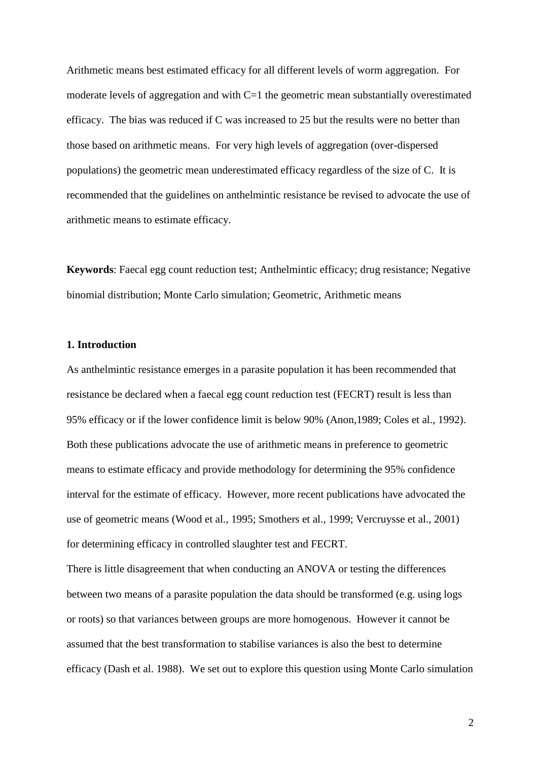Arithmetic means best estimated efficacy for all different levels of worm aggregation. For moderate levels of aggregation and with C=1 the geometric mean substantially overestimated efficacy. The bias was reduced if C was increased to 25 but the results were no better than those based on arithmetic means. For very high levels of aggregation (over-dispersed populations) the geometric mean underestimated efficacy regardless of the size of C. It is recommended that the guidelines on anthelmintic resistance be revised to advocate the use of arithmetic means to estimate efficacy.

**Keywords**: Faecal egg count reduction test; Anthelmintic efficacy; drug resistance; Negative binomial distribution; Monte Carlo simulation; Geometric, Arithmetic means

## 1. Introduction

As anthelmintic resistance emerges in a parasite population it has been recommended that resistance be declared when a faecal egg count reduction test (FECRT) result is less than 95% efficacy or if the lower confidence limit is below 90% (Anon,1989; Coles et al., 1992). Both these publications advocate the use of arithmetic means in preference to geometric means to estimate efficacy and provide methodology for determining the 95% confidence interval for the estimate of efficacy. However, more recent publications have advocated the use of geometric means (Wood et al., 1995; Smothers et al., 1999; Vercruysse et al., 2001) for determining efficacy in controlled slaughter test and FECRT.

There is little disagreement that when conducting an ANOVA or testing the differences between two means of a parasite population the data should be transformed (e.g. using logs or roots) so that variances between groups are more homogenous. However it cannot be assumed that the best transformation to stabilise variances is also the best to determine efficacy (Dash et al. 1988). We set out to explore this question using Monte Carlo simulation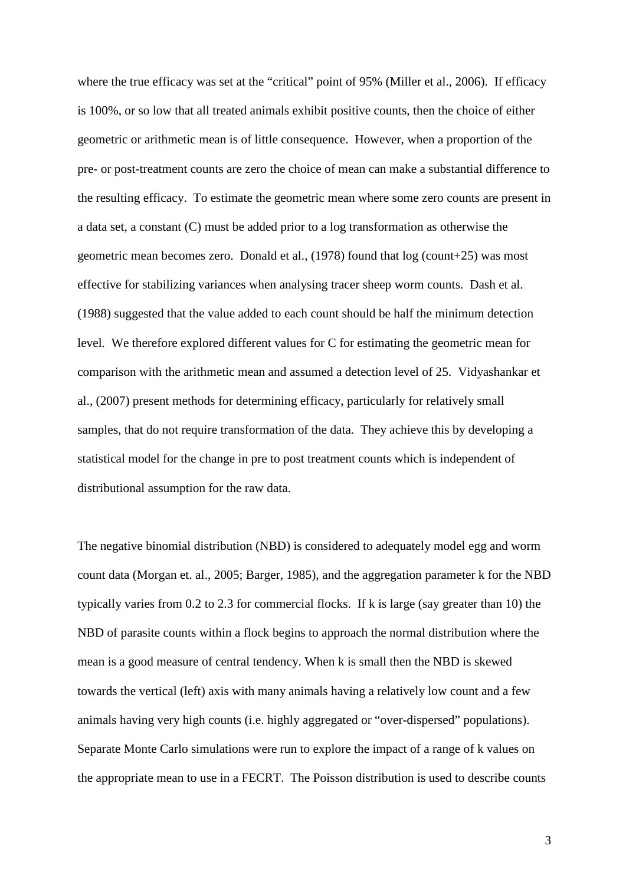where the true efficacy was set at the "critical" point of 95% (Miller et al., 2006). If efficacy is 100%, or so low that all treated animals exhibit positive counts, then the choice of either geometric or arithmetic mean is of little consequence. However, when a proportion of the pre- or post-treatment counts are zero the choice of mean can make a substantial difference to the resulting efficacy. To estimate the geometric mean where some zero counts are present in a data set, a constant (C) must be added prior to a log transformation as otherwise the geometric mean becomes zero. Donald et al., (1978) found that log (count+25) was most effective for stabilizing variances when analysing tracer sheep worm counts. Dash et al. (1988) suggested that the value added to each count should be half the minimum detection level. We therefore explored different values for C for estimating the geometric mean for comparison with the arithmetic mean and assumed a detection level of 25. Vidyashankar et al., (2007) present methods for determining efficacy, particularly for relatively small samples, that do not require transformation of the data. They achieve this by developing a statistical model for the change in pre to post treatment counts which is independent of distributional assumption for the raw data.

The negative binomial distribution (NBD) is considered to adequately model egg and worm count data (Morgan et. al., 2005; Barger, 1985), and the aggregation parameter k for the NBD typically varies from 0.2 to 2.3 for commercial flocks. If k is large (say greater than 10) the NBD of parasite counts within a flock begins to approach the normal distribution where the mean is a good measure of central tendency. When k is small then the NBD is skewed towards the vertical (left) axis with many animals having a relatively low count and a few animals having very high counts (i.e. highly aggregated or "over-dispersed" populations). Separate Monte Carlo simulations were run to explore the impact of a range of k values on the appropriate mean to use in a FECRT. The Poisson distribution is used to describe counts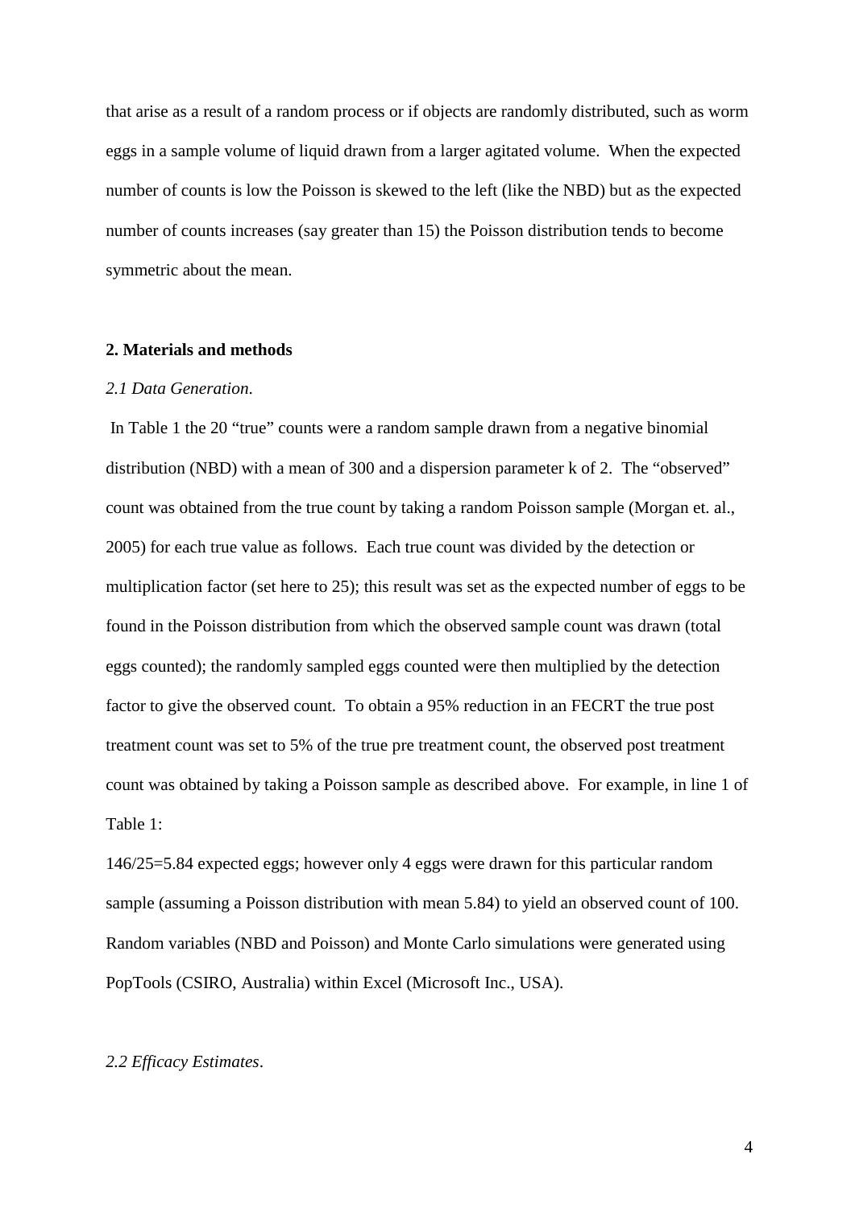that arise as a result of a random process or if objects are randomly distributed, such as worm eggs in a sample volume of liquid drawn from a larger agitated volume. When the expected number of counts is low the Poisson is skewed to the left (like the NBD) but as the expected number of counts increases (say greater than 15) the Poisson distribution tends to become symmetric about the mean.

## 2. Materials and methods

### *2.1 Data Generation.*

In Table 1 the 20 "true" counts were a random sample drawn from a negative binomial distribution (NBD) with a mean of 300 and a dispersion parameter k of 2. The "observed" count was obtained from the true count by taking a random Poisson sample (Morgan et. al., 2005) for each true value as follows. Each true count was divided by the detection or multiplication factor (set here to 25); this result was set as the expected number of eggs to be found in the Poisson distribution from which the observed sample count was drawn (total eggs counted); the randomly sampled eggs counted were then multiplied by the detection factor to give the observed count. To obtain a 95% reduction in an FECRT the true post treatment count was set to 5% of the true pre treatment count, the observed post treatment count was obtained by taking a Poisson sample as described above. For example, in line 1 of Table 1:

146/25=5.84 expected eggs; however only 4 eggs were drawn for this particular random sample (assuming a Poisson distribution with mean 5.84) to yield an observed count of 100. Random variables (NBD and Poisson) and Monte Carlo simulations were generated using PopTools (CSIRO, Australia) within Excel (Microsoft Inc., USA).

### *2.2 Efficacy Estimates.*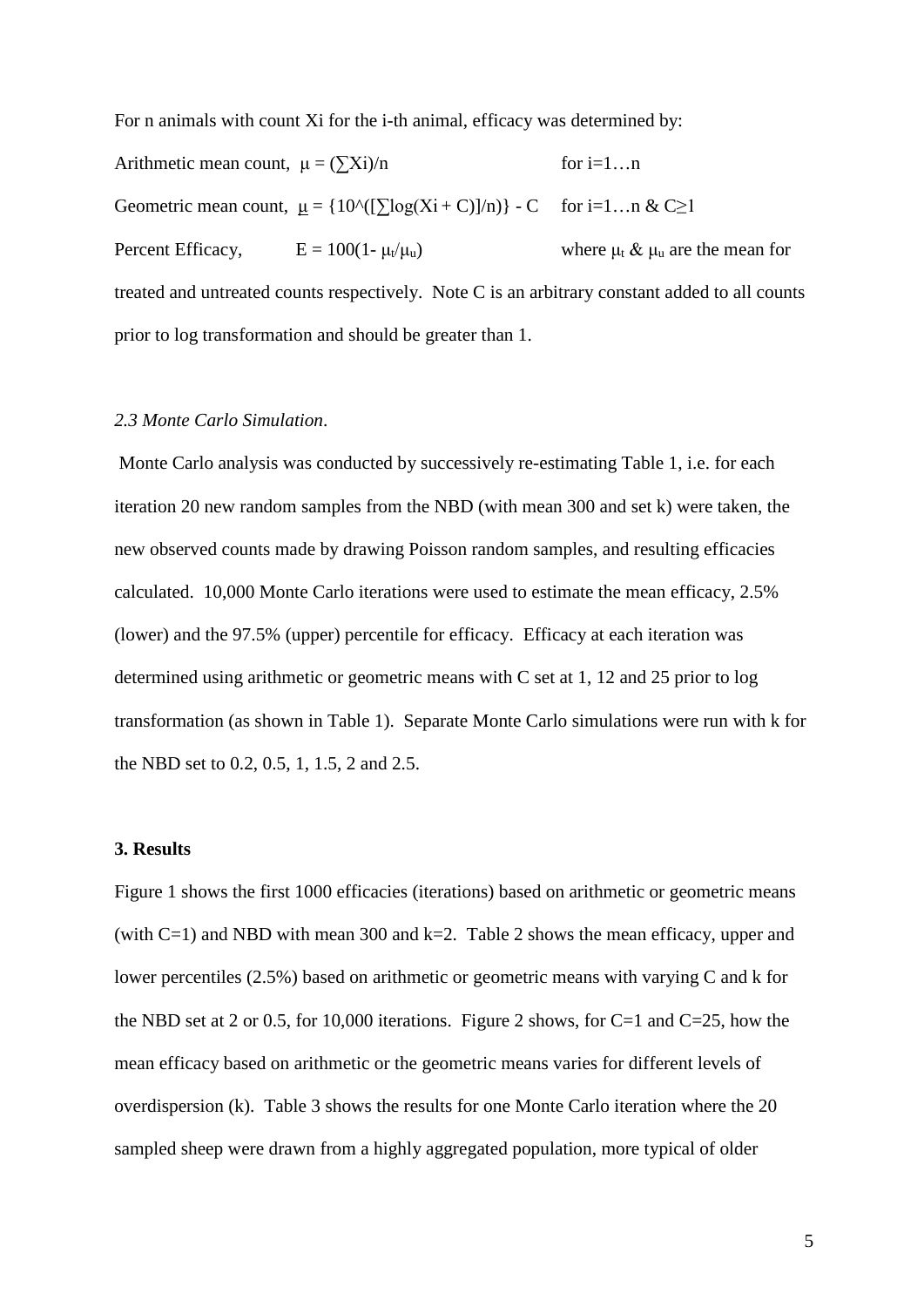For n animals with count Xi for the i-th animal, efficacy was determined by:

Arithmetic mean count, $\mu = (\sum Xi)/n$ for $i=1\ldots n$

Geometric mean count, $\underline{\mu} = \{10^\wedge([\sum \log(Xi + C)]/n)\} - C$ for $i=1\ldots n$ & $C\geq 1$

Percent Efficacy, $E = 100(1- \mu_t/\mu_u)$ where $\mu_t$ & $\mu_u$ are the mean for treated and untreated counts respectively. Note C is an arbitrary constant added to all counts prior to log transformation and should be greater than 1.

*2.3 Monte Carlo Simulation*.

Monte Carlo analysis was conducted by successively re-estimating Table 1, i.e. for each iteration 20 new random samples from the NBD (with mean 300 and set k) were taken, the new observed counts made by drawing Poisson random samples, and resulting efficacies calculated. 10,000 Monte Carlo iterations were used to estimate the mean efficacy, 2.5% (lower) and the 97.5% (upper) percentile for efficacy. Efficacy at each iteration was determined using arithmetic or geometric means with C set at 1, 12 and 25 prior to log transformation (as shown in Table 1). Separate Monte Carlo simulations were run with k for the NBD set to 0.2, 0.5, 1, 1.5, 2 and 2.5.

**3. Results**

Figure 1 shows the first 1000 efficacies (iterations) based on arithmetic or geometric means (with C=1) and NBD with mean 300 and k=2. Table 2 shows the mean efficacy, upper and lower percentiles (2.5%) based on arithmetic or geometric means with varying C and k for the NBD set at 2 or 0.5, for 10,000 iterations. Figure 2 shows, for C=1 and C=25, how the mean efficacy based on arithmetic or the geometric means varies for different levels of overdispersion (k). Table 3 shows the results for one Monte Carlo iteration where the 20 sampled sheep were drawn from a highly aggregated population, more typical of older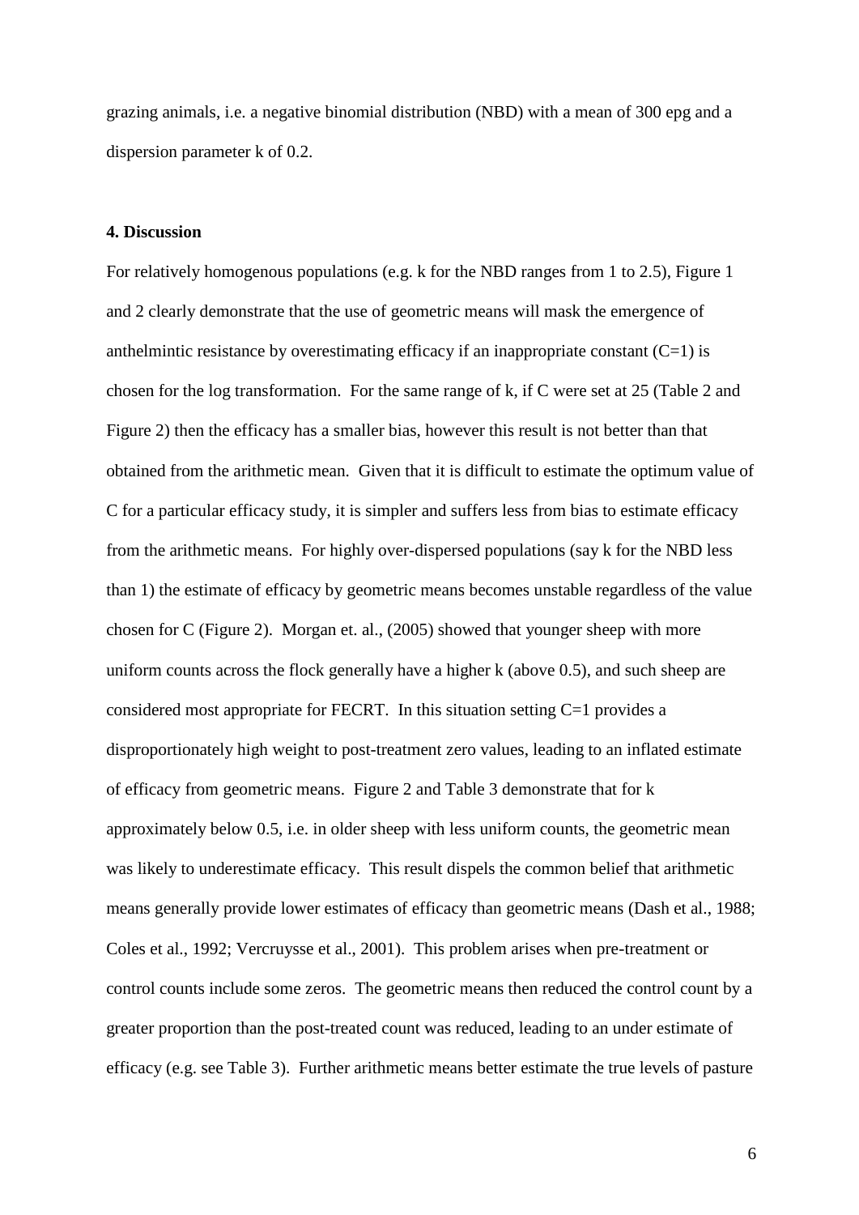grazing animals, i.e. a negative binomial distribution (NBD) with a mean of 300 epg and a dispersion parameter k of 0.2.

## 4. Discussion

For relatively homogenous populations (e.g. k for the NBD ranges from 1 to 2.5), Figure 1 and 2 clearly demonstrate that the use of geometric means will mask the emergence of anthelmintic resistance by overestimating efficacy if an inappropriate constant ($C=1$) is chosen for the log transformation. For the same range of k, if C were set at 25 (Table 2 and Figure 2) then the efficacy has a smaller bias, however this result is not better than that obtained from the arithmetic mean. Given that it is difficult to estimate the optimum value of C for a particular efficacy study, it is simpler and suffers less from bias to estimate efficacy from the arithmetic means. For highly over-dispersed populations (say k for the NBD less than 1) the estimate of efficacy by geometric means becomes unstable regardless of the value chosen for C (Figure 2). Morgan et. al., (2005) showed that younger sheep with more uniform counts across the flock generally have a higher k (above 0.5), and such sheep are considered most appropriate for FECRT. In this situation setting $C=1$ provides a disproportionately high weight to post-treatment zero values, leading to an inflated estimate of efficacy from geometric means. Figure 2 and Table 3 demonstrate that for k approximately below 0.5, i.e. in older sheep with less uniform counts, the geometric mean was likely to underestimate efficacy. This result dispels the common belief that arithmetic means generally provide lower estimates of efficacy than geometric means (Dash et al., 1988; Coles et al., 1992; Vercruysse et al., 2001). This problem arises when pre-treatment or control counts include some zeros. The geometric means then reduced the control count by a greater proportion than the post-treated count was reduced, leading to an under estimate of efficacy (e.g. see Table 3). Further arithmetic means better estimate the true levels of pasture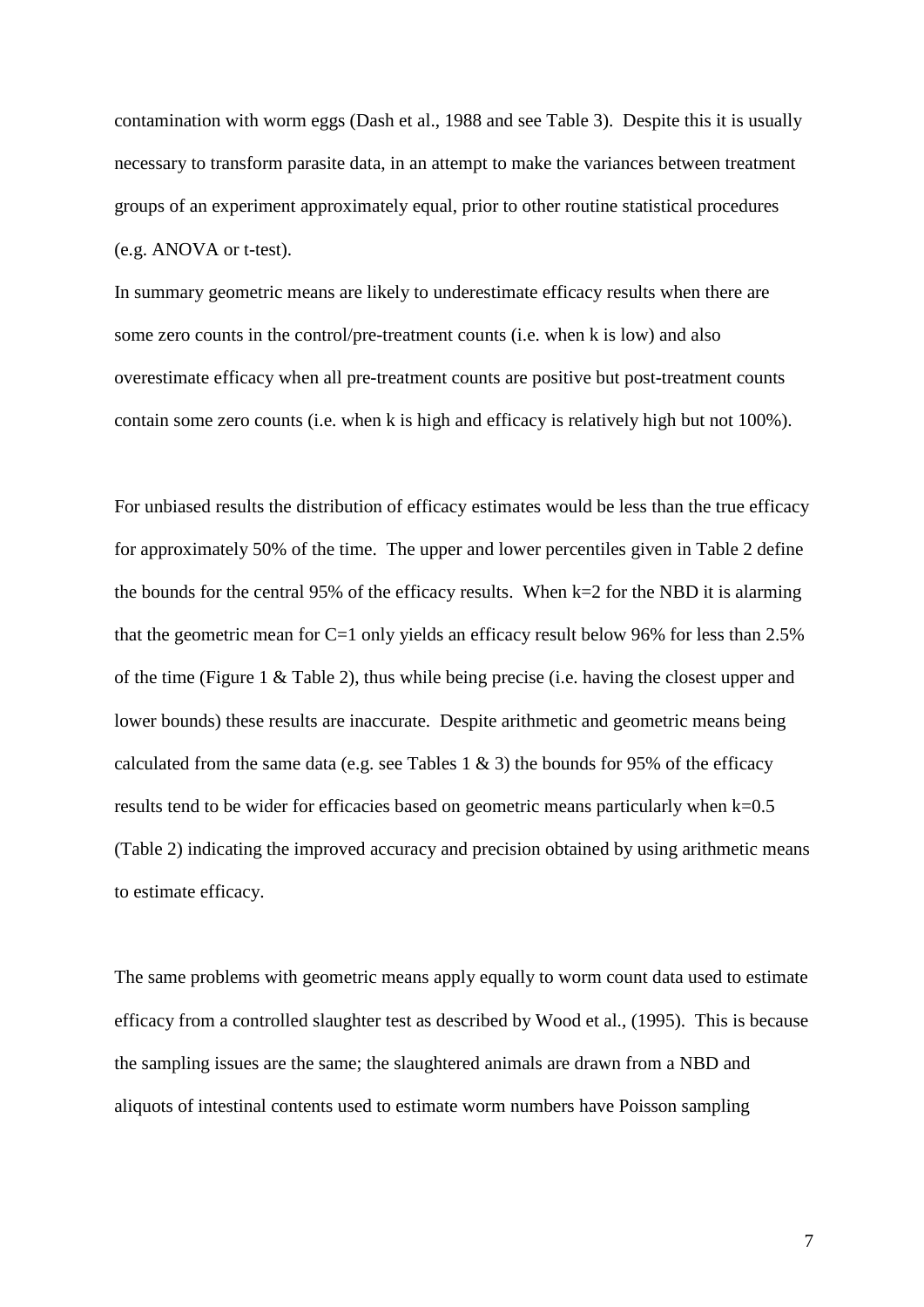contamination with worm eggs (Dash et al., 1988 and see Table 3). Despite this it is usually necessary to transform parasite data, in an attempt to make the variances between treatment groups of an experiment approximately equal, prior to other routine statistical procedures (e.g. ANOVA or t-test).

In summary geometric means are likely to underestimate efficacy results when there are some zero counts in the control/pre-treatment counts (i.e. when k is low) and also overestimate efficacy when all pre-treatment counts are positive but post-treatment counts contain some zero counts (i.e. when k is high and efficacy is relatively high but not 100%).

For unbiased results the distribution of efficacy estimates would be less than the true efficacy for approximately 50% of the time. The upper and lower percentiles given in Table 2 define the bounds for the central 95% of the efficacy results. When k=2 for the NBD it is alarming that the geometric mean for C=1 only yields an efficacy result below 96% for less than 2.5% of the time (Figure 1 & Table 2), thus while being precise (i.e. having the closest upper and lower bounds) these results are inaccurate. Despite arithmetic and geometric means being calculated from the same data (e.g. see Tables 1 & 3) the bounds for 95% of the efficacy results tend to be wider for efficacies based on geometric means particularly when k=0.5 (Table 2) indicating the improved accuracy and precision obtained by using arithmetic means to estimate efficacy.

The same problems with geometric means apply equally to worm count data used to estimate efficacy from a controlled slaughter test as described by Wood et al., (1995). This is because the sampling issues are the same; the slaughtered animals are drawn from a NBD and aliquots of intestinal contents used to estimate worm numbers have Poisson sampling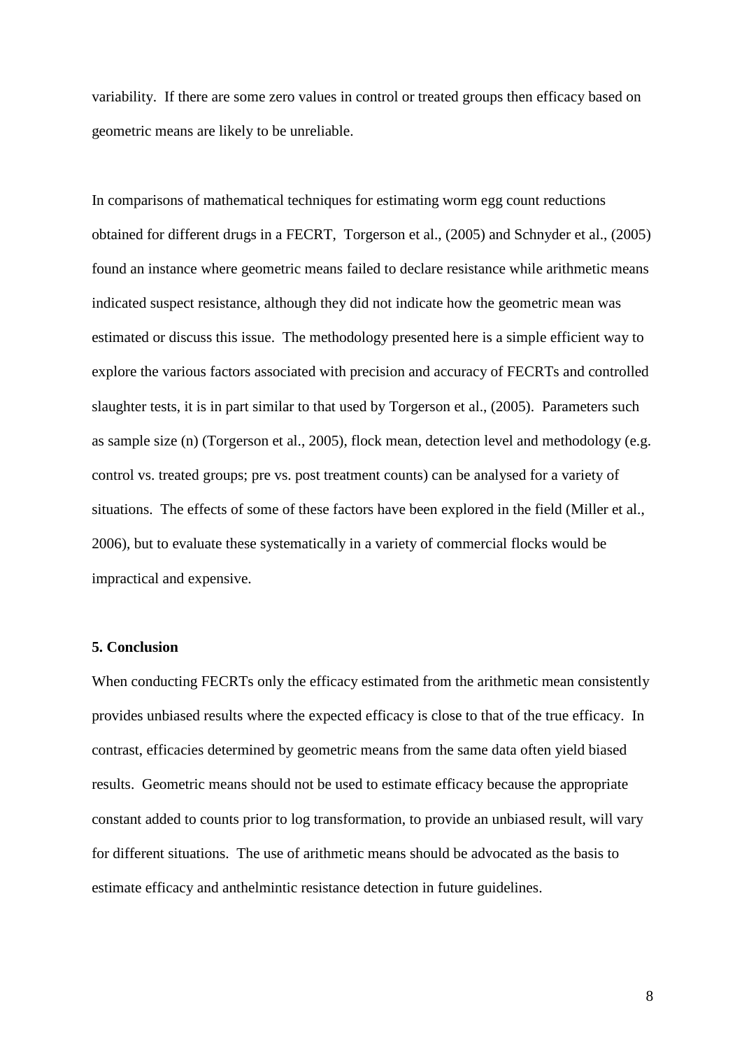variability. If there are some zero values in control or treated groups then efficacy based on geometric means are likely to be unreliable.

In comparisons of mathematical techniques for estimating worm egg count reductions obtained for different drugs in a FECRT, Torgerson et al., (2005) and Schnyder et al., (2005) found an instance where geometric means failed to declare resistance while arithmetic means indicated suspect resistance, although they did not indicate how the geometric mean was estimated or discuss this issue. The methodology presented here is a simple efficient way to explore the various factors associated with precision and accuracy of FECRTs and controlled slaughter tests, it is in part similar to that used by Torgerson et al., (2005). Parameters such as sample size (n) (Torgerson et al., 2005), flock mean, detection level and methodology (e.g. control vs. treated groups; pre vs. post treatment counts) can be analysed for a variety of situations. The effects of some of these factors have been explored in the field (Miller et al., 2006), but to evaluate these systematically in a variety of commercial flocks would be impractical and expensive.

**5. Conclusion**

When conducting FECRTs only the efficacy estimated from the arithmetic mean consistently provides unbiased results where the expected efficacy is close to that of the true efficacy. In contrast, efficacies determined by geometric means from the same data often yield biased results. Geometric means should not be used to estimate efficacy because the appropriate constant added to counts prior to log transformation, to provide an unbiased result, will vary for different situations. The use of arithmetic means should be advocated as the basis to estimate efficacy and anthelmintic resistance detection in future guidelines.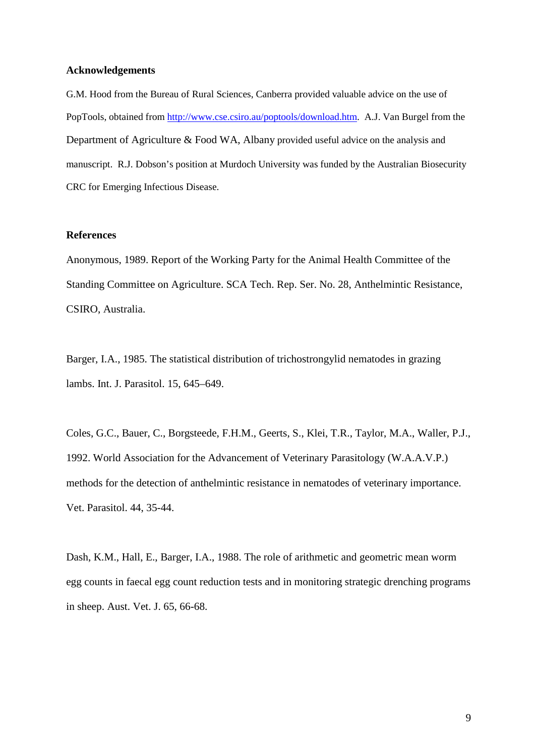## Acknowledgements

G.M. Hood from the Bureau of Rural Sciences, Canberra provided valuable advice on the use of PopTools, obtained from http://www.cse.csiro.au/poptools/download.htm. A.J. Van Burgel from the Department of Agriculture & Food WA, Albany provided useful advice on the analysis and manuscript. R.J. Dobson's position at Murdoch University was funded by the Australian Biosecurity CRC for Emerging Infectious Disease.

## References

Anonymous, 1989. Report of the Working Party for the Animal Health Committee of the Standing Committee on Agriculture. SCA Tech. Rep. Ser. No. 28, Anthelmintic Resistance, CSIRO, Australia.

Barger, I.A., 1985. The statistical distribution of trichostrongylid nematodes in grazing lambs. Int. J. Parasitol. 15, 645–649.

Coles, G.C., Bauer, C., Borgsteede, F.H.M., Geerts, S., Klei, T.R., Taylor, M.A., Waller, P.J., 1992. World Association for the Advancement of Veterinary Parasitology (W.A.A.V.P.) methods for the detection of anthelmintic resistance in nematodes of veterinary importance. Vet. Parasitol. 44, 35-44.

Dash, K.M., Hall, E., Barger, I.A., 1988. The role of arithmetic and geometric mean worm egg counts in faecal egg count reduction tests and in monitoring strategic drenching programs in sheep. Aust. Vet. J. 65, 66-68.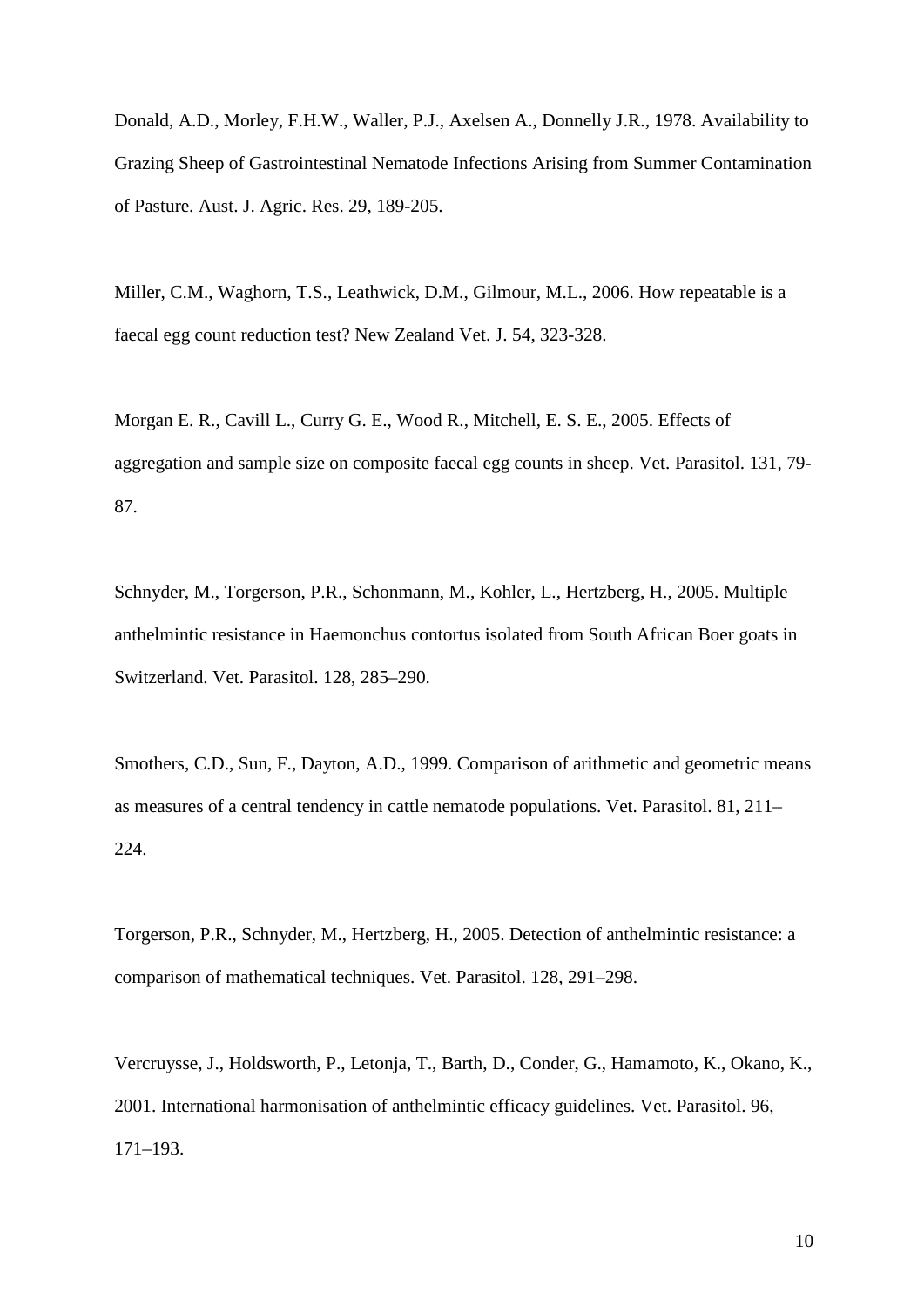Donald, A.D., Morley, F.H.W., Waller, P.J., Axelsen A., Donnelly J.R., 1978. Availability to Grazing Sheep of Gastrointestinal Nematode Infections Arising from Summer Contamination of Pasture. Aust. J. Agric. Res. 29, 189-205.

Miller, C.M., Waghorn, T.S., Leathwick, D.M., Gilmour, M.L., 2006. How repeatable is a faecal egg count reduction test? New Zealand Vet. J. 54, 323-328.

Morgan E. R., Cavill L., Curry G. E., Wood R., Mitchell, E. S. E., 2005. Effects of aggregation and sample size on composite faecal egg counts in sheep. Vet. Parasitol. 131, 79-87.

Schnyder, M., Torgerson, P.R., Schonmann, M., Kohler, L., Hertzberg, H., 2005. Multiple anthelmintic resistance in Haemonchus contortus isolated from South African Boer goats in Switzerland. Vet. Parasitol. 128, 285–290.

Smothers, C.D., Sun, F., Dayton, A.D., 1999. Comparison of arithmetic and geometric means as measures of a central tendency in cattle nematode populations. Vet. Parasitol. 81, 211–224.

Torgerson, P.R., Schnyder, M., Hertzberg, H., 2005. Detection of anthelmintic resistance: a comparison of mathematical techniques. Vet. Parasitol. 128, 291–298.

Vercruysse, J., Holdsworth, P., Letonja, T., Barth, D., Conder, G., Hamamoto, K., Okano, K., 2001. International harmonisation of anthelmintic efficacy guidelines. Vet. Parasitol. 96, 171–193.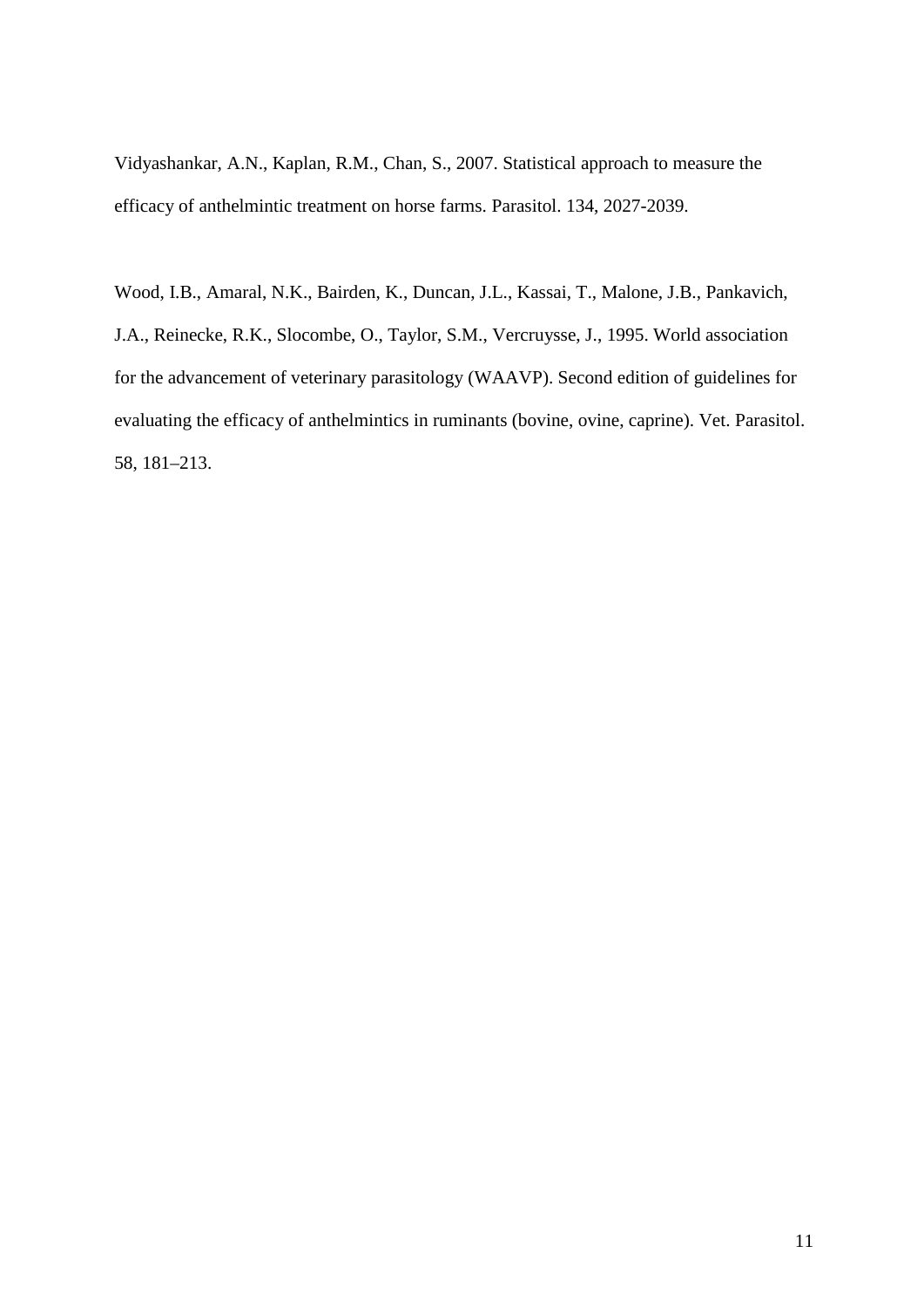Vidyashankar, A.N., Kaplan, R.M., Chan, S., 2007. Statistical approach to measure the efficacy of anthelmintic treatment on horse farms. Parasitol. 134, 2027-2039.

Wood, I.B., Amaral, N.K., Bairden, K., Duncan, J.L., Kassai, T., Malone, J.B., Pankavich, J.A., Reinecke, R.K., Slocombe, O., Taylor, S.M., Vercruysse, J., 1995. World association for the advancement of veterinary parasitology (WAAVP). Second edition of guidelines for evaluating the efficacy of anthelmintics in ruminants (bovine, ovine, caprine). Vet. Parasitol. 58, 181–213.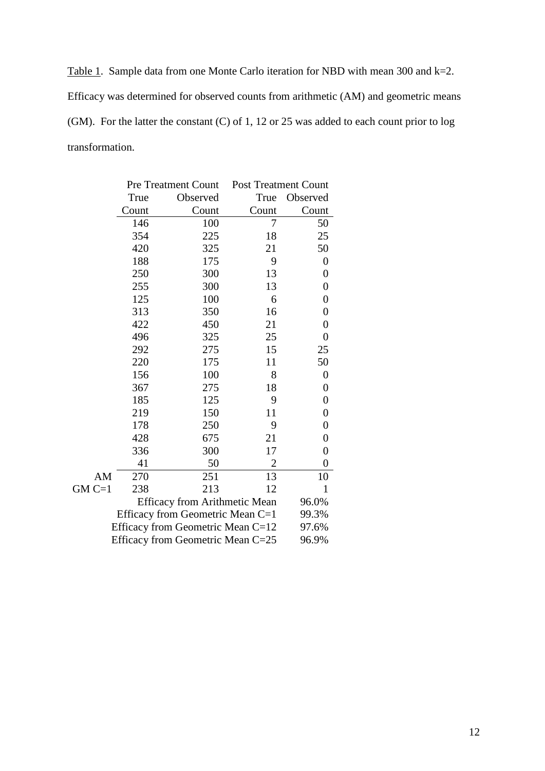Table 1. Sample data from one Monte Carlo iteration for NBD with mean 300 and k=2. Efficacy was determined for observed counts from arithmetic (AM) and geometric means (GM). For the latter the constant (C) of 1, 12 or 25 was added to each count prior to log transformation.

| | Pre Treatment Count | | Post Treatment Count | |
|---|---|---|---|---|
| | True Count | Observed Count | True Count | Observed Count |
| | 146 | 100 | 7 | 50 |
| | 354 | 225 | 18 | 25 |
| | 420 | 325 | 21 | 50 |
| | 188 | 175 | 9 | 0 |
| | 250 | 300 | 13 | 0 |
| | 255 | 300 | 13 | 0 |
| | 125 | 100 | 6 | 0 |
| | 313 | 350 | 16 | 0 |
| | 422 | 450 | 21 | 0 |
| | 496 | 325 | 25 | 0 |
| | 292 | 275 | 15 | 25 |
| | 220 | 175 | 11 | 50 |
| | 156 | 100 | 8 | 0 |
| | 367 | 275 | 18 | 0 |
| | 185 | 125 | 9 | 0 |
| | 219 | 150 | 11 | 0 |
| | 178 | 250 | 9 | 0 |
| | 428 | 675 | 21 | 0 |
| | 336 | 300 | 17 | 0 |
| | 41 | 50 | 2 | 0 |
| AM | 270 | 251 | 13 | 10 |
| GM C=1 | 238 | 213 | 12 | 1 |
| | Efficacy from Arithmetic Mean | | | 96.0% |
| | Efficacy from Geometric Mean C=1 | | | 99.3% |
| | Efficacy from Geometric Mean C=12 | | | 97.6% |
| | Efficacy from Geometric Mean C=25 | | | 96.9% |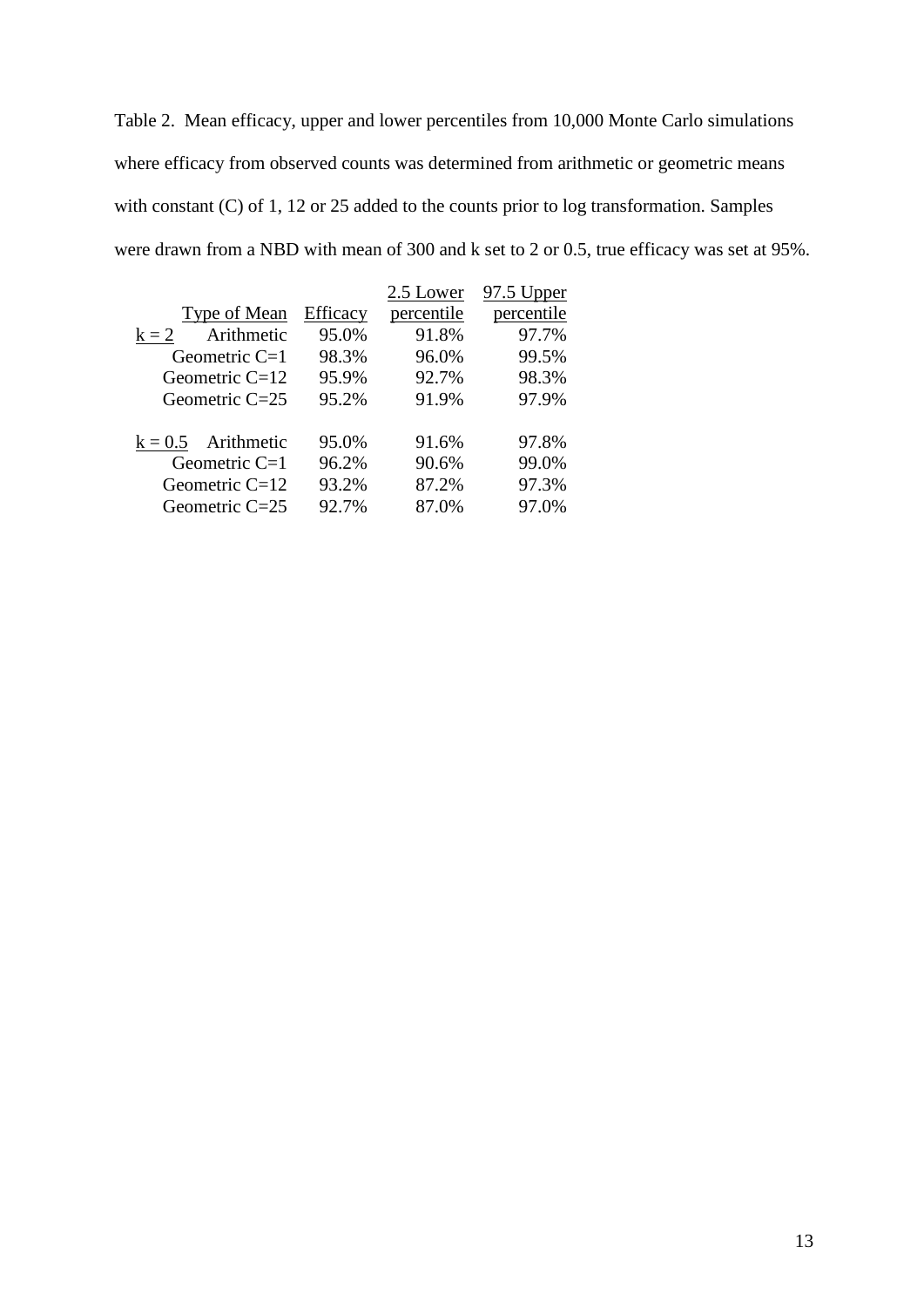Table 2. Mean efficacy, upper and lower percentiles from 10,000 Monte Carlo simulations where efficacy from observed counts was determined from arithmetic or geometric means with constant (C) of 1, 12 or 25 added to the counts prior to log transformation. Samples were drawn from a NBD with mean of 300 and k set to 2 or 0.5, true efficacy was set at 95%.

| | Type of Mean | Efficacy | 2.5 Lower percentile | 97.5 Upper percentile |
|---|---|---|---|---|
| k = 2 | Arithmetic | 95.0% | 91.8% | 97.7% |
| | Geometric C=1 | 98.3% | 96.0% | 99.5% |
| | Geometric C=12 | 95.9% | 92.7% | 98.3% |
| | Geometric C=25 | 95.2% | 91.9% | 97.9% |
| k = 0.5 | Arithmetic | 95.0% | 91.6% | 97.8% |
| | Geometric C=1 | 96.2% | 90.6% | 99.0% |
| | Geometric C=12 | 93.2% | 87.2% | 97.3% |
| | Geometric C=25 | 92.7% | 87.0% | 97.0% |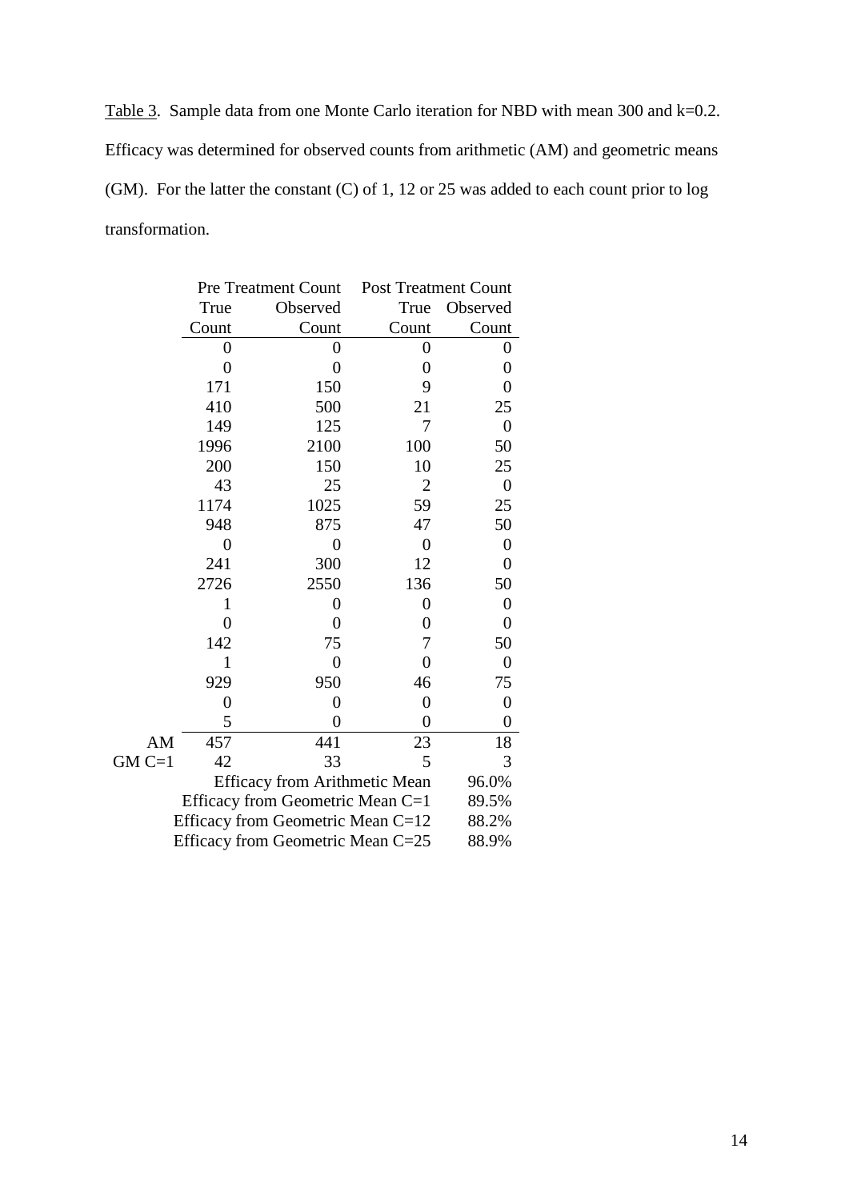Table 3. Sample data from one Monte Carlo iteration for NBD with mean 300 and k=0.2. Efficacy was determined for observed counts from arithmetic (AM) and geometric means (GM). For the latter the constant (C) of 1, 12 or 25 was added to each count prior to log transformation.

| | Pre Treatment Count | | Post Treatment Count | |
|---|---|---|---|---|
| | True Count | Observed Count | True Count | Observed Count |
| | 0 | 0 | 0 | 0 |
| | 0 | 0 | 0 | 0 |
| | 171 | 150 | 9 | 0 |
| | 410 | 500 | 21 | 25 |
| | 149 | 125 | 7 | 0 |
| | 1996 | 2100 | 100 | 50 |
| | 200 | 150 | 10 | 25 |
| | 43 | 25 | 2 | 0 |
| | 1174 | 1025 | 59 | 25 |
| | 948 | 875 | 47 | 50 |
| | 0 | 0 | 0 | 0 |
| | 241 | 300 | 12 | 0 |
| | 2726 | 2550 | 136 | 50 |
| | 1 | 0 | 0 | 0 |
| | 0 | 0 | 0 | 0 |
| | 142 | 75 | 7 | 50 |
| | 1 | 0 | 0 | 0 |
| | 929 | 950 | 46 | 75 |
| | 0 | 0 | 0 | 0 |
| | 5 | 0 | 0 | 0 |
| AM | 457 | 441 | 23 | 18 |
| GM C=1 | 42 | 33 | 5 | 3 |
| | Efficacy from Arithmetic Mean | | | 96.0% |
| | Efficacy from Geometric Mean C=1 | | | 89.5% |
| | Efficacy from Geometric Mean C=12 | | | 88.2% |
| | Efficacy from Geometric Mean C=25 | | | 88.9% |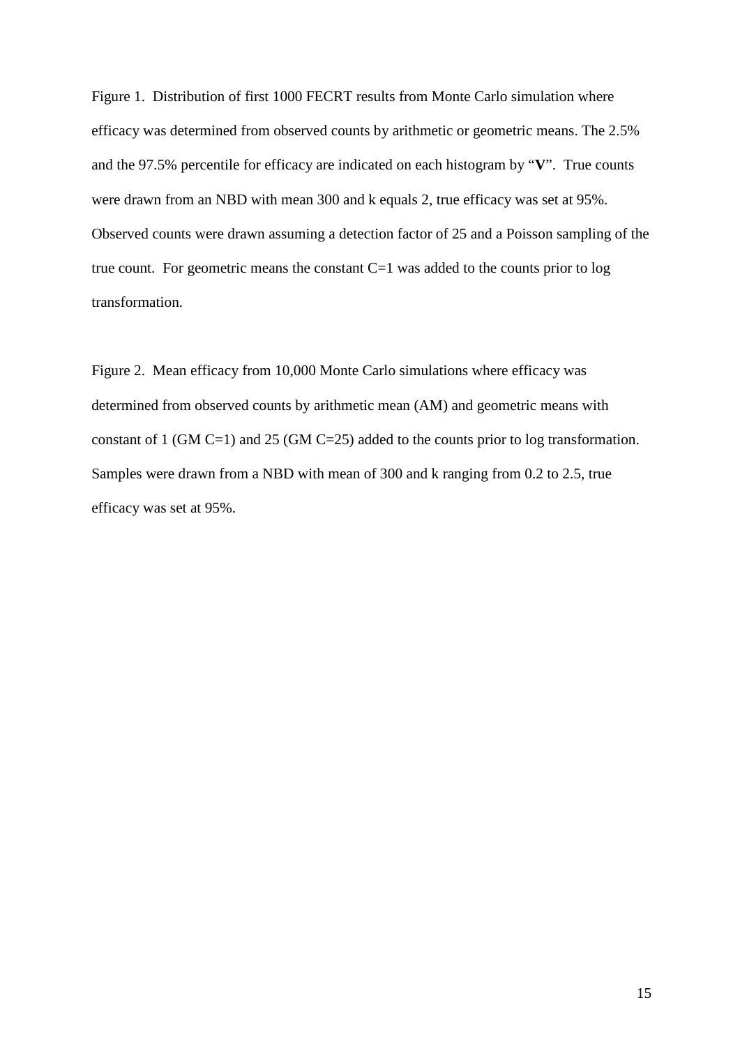Figure 1. Distribution of first 1000 FECRT results from Monte Carlo simulation where efficacy was determined from observed counts by arithmetic or geometric means. The 2.5% and the 97.5% percentile for efficacy are indicated on each histogram by "**V**". True counts were drawn from an NBD with mean 300 and k equals 2, true efficacy was set at 95%. Observed counts were drawn assuming a detection factor of 25 and a Poisson sampling of the true count. For geometric means the constant C=1 was added to the counts prior to log transformation.

Figure 2. Mean efficacy from 10,000 Monte Carlo simulations where efficacy was determined from observed counts by arithmetic mean (AM) and geometric means with constant of 1 (GM C=1) and 25 (GM C=25) added to the counts prior to log transformation. Samples were drawn from a NBD with mean of 300 and k ranging from 0.2 to 2.5, true efficacy was set at 95%.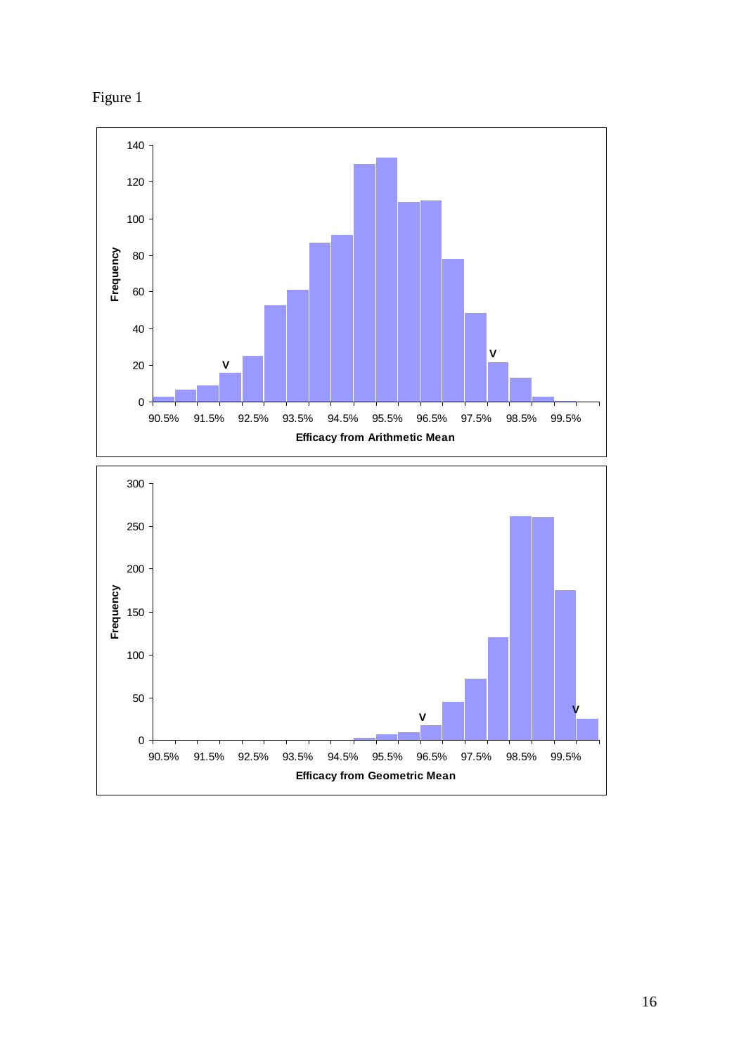Figure 1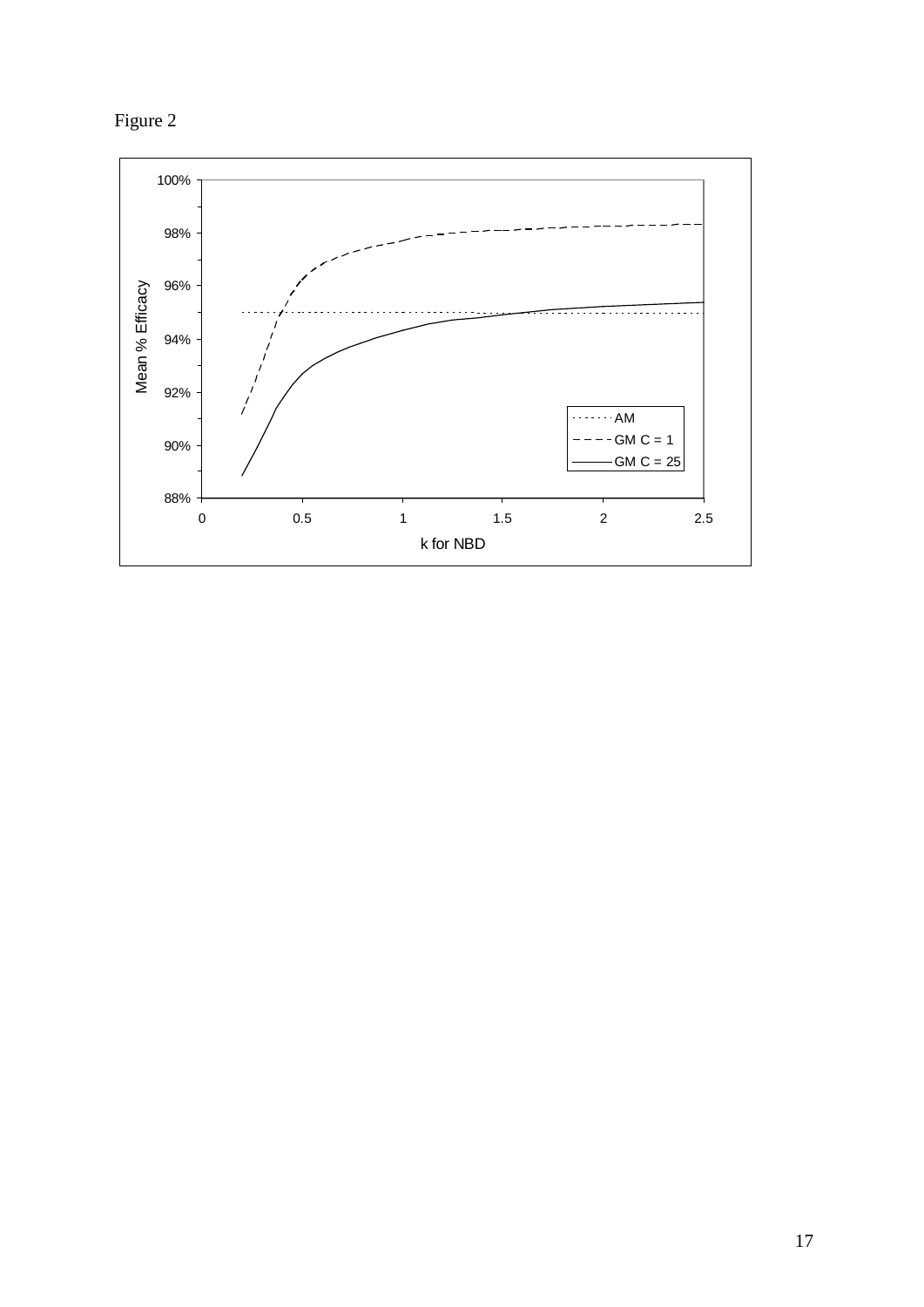Figure 2

100%
98%
96%
94%
92%
90%
88%

Mean % Efficacy

0
0.5
1
1.5
2
2.5

k for NBD

AM
GM C = 1
GM C = 25